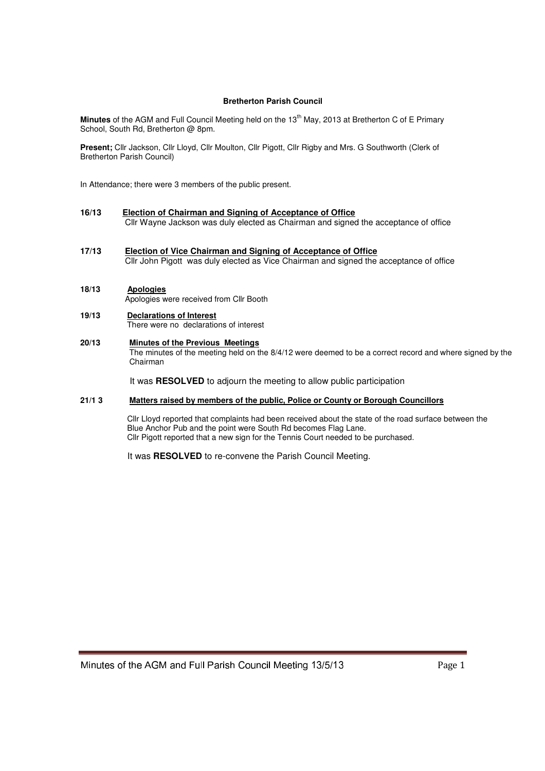**Bretherton Parish Council**

**Minutes** of the AGM and Full Council Meeting held on the 13th May, 2013 at Bretherton C of E Primary School, South Rd, Bretherton @ 8pm.

**Present;** Cllr Jackson, Cllr Lloyd, Cllr Moulton, Cllr Pigott, Cllr Rigby and Mrs. G Southworth (Clerk of Bretherton Parish Council)

In Attendance; there were 3 members of the public present.

**16/13** **Election of Chairman and Signing of Acceptance of Office**

Cllr Wayne Jackson was duly elected as Chairman and signed the acceptance of office

**17/13** **Election of Vice Chairman and Signing of Acceptance of Office**

Cllr John Pigott was duly elected as Vice Chairman and signed the acceptance of office

**18/13** **Apologies**

Apologies were received from Cllr Booth

**19/13** **Declarations of Interest**

There were no declarations of interest

**20/13** **Minutes of the Previous Meetings**

The minutes of the meeting held on the 8/4/12 were deemed to be a correct record and where signed by the Chairman

It was **RESOLVED** to adjourn the meeting to allow public participation

**21/1 3** **Matters raised by members of the public, Police or County or Borough Councillors**

Cllr Lloyd reported that complaints had been received about the state of the road surface between the Blue Anchor Pub and the point were South Rd becomes Flag Lane.
Cllr Pigott reported that a new sign for the Tennis Court needed to be purchased.

It was **RESOLVED** to re-convene the Parish Council Meeting.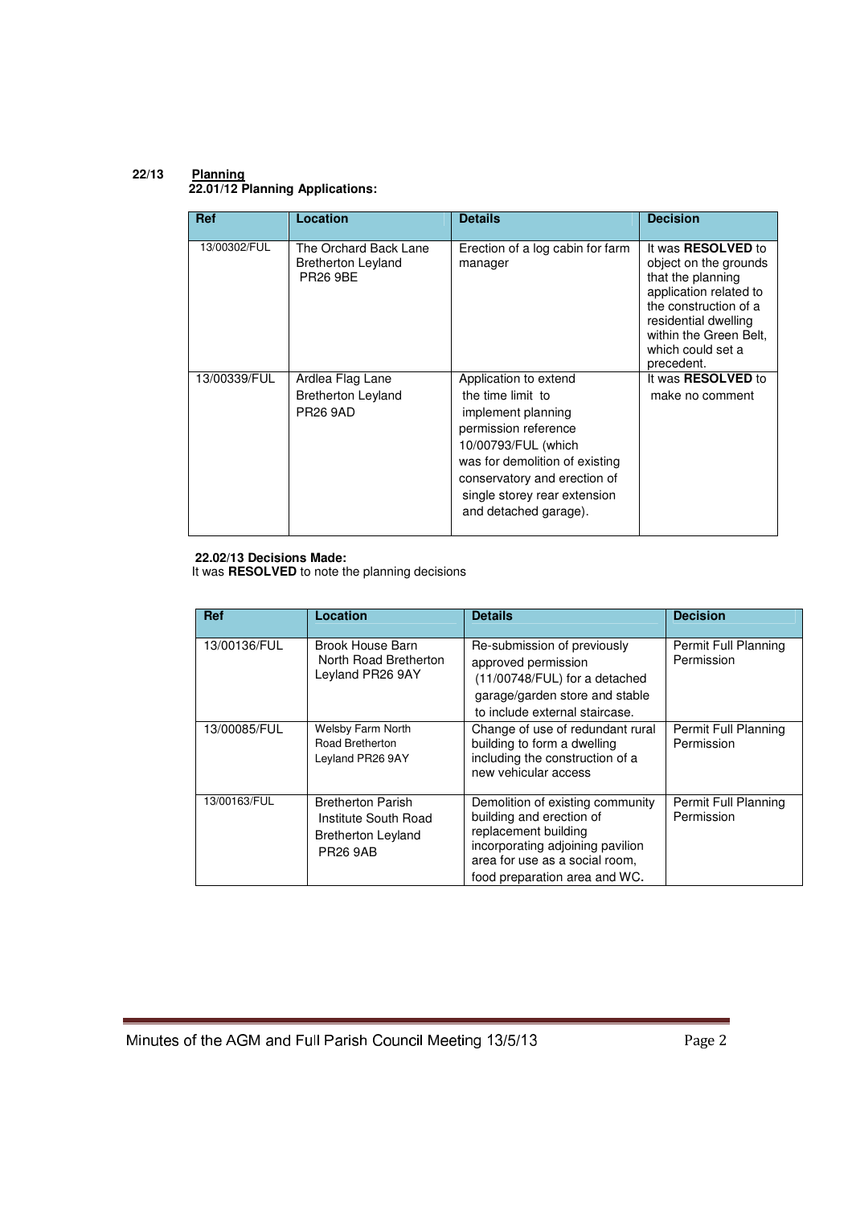**22/13 Planning**

**22.01/12 Planning Applications:**

| Ref | Location | Details | Decision |
|---|---|---|---|
| 13/00302/FUL | The Orchard Back Lane Bretherton Leyland PR26 9BE | Erection of a log cabin for farm manager | It was **RESOLVED** to object on the grounds that the planning application related to the construction of a residential dwelling within the Green Belt, which could set a precedent. |
| 13/00339/FUL | Ardlea Flag Lane Bretherton Leyland PR26 9AD | Application to extend the time limit to implement planning permission reference 10/00793/FUL (which was for demolition of existing conservatory and erection of single storey rear extension and detached garage). | It was **RESOLVED** to make no comment |

**22.02/13 Decisions Made:**

It was **RESOLVED** to note the planning decisions

| Ref | Location | Details | Decision |
|---|---|---|---|
| 13/00136/FUL | Brook House Barn North Road Bretherton Leyland PR26 9AY | Re-submission of previously approved permission (11/00748/FUL) for a detached garage/garden store and stable to include external staircase. | Permit Full Planning Permission |
| 13/00085/FUL | Welsby Farm North Road Bretherton Leyland PR26 9AY | Change of use of redundant rural building to form a dwelling including the construction of a new vehicular access | Permit Full Planning Permission |
| 13/00163/FUL | Bretherton Parish Institute South Road Bretherton Leyland PR26 9AB | Demolition of existing community building and erection of replacement building incorporating adjoining pavilion area for use as a social room, food preparation area and WC. | Permit Full Planning Permission |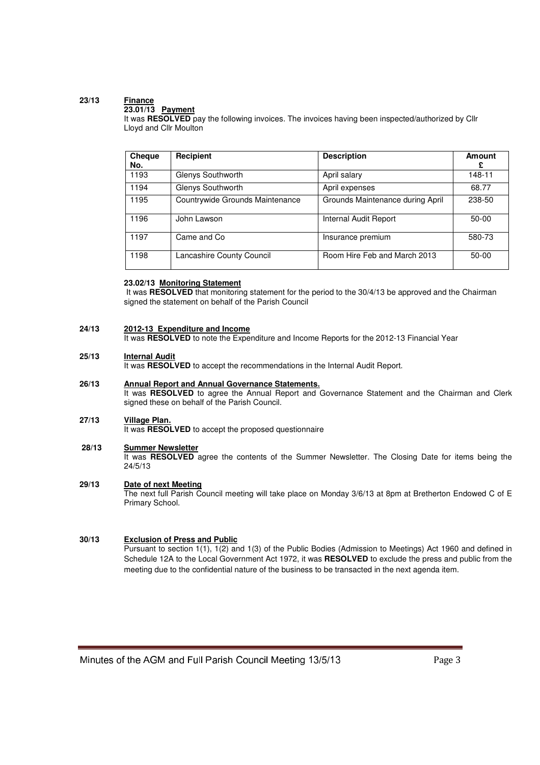**23/13 Finance**

**23.01/13 Payment**

It was **RESOLVED** pay the following invoices. The invoices having been inspected/authorized by Cllr Lloyd and Cllr Moulton

| Cheque No. | Recipient | Description | Amount £ |
|---|---|---|---|
| 1193 | Glenys Southworth | April salary | 148-11 |
| 1194 | Glenys Southworth | April expenses | 68.77 |
| 1195 | Countrywide Grounds Maintenance | Grounds Maintenance during April | 238-50 |
| 1196 | John Lawson | Internal Audit Report | 50-00 |
| 1197 | Came and Co | Insurance premium | 580-73 |
| 1198 | Lancashire County Council | Room Hire Feb and March 2013 | 50-00 |

**23.02/13 Monitoring Statement**

It was **RESOLVED** that monitoring statement for the period to the 30/4/13 be approved and the Chairman signed the statement on behalf of the Parish Council

**24/13 2012-13 Expenditure and Income**

It was **RESOLVED** to note the Expenditure and Income Reports for the 2012-13 Financial Year

**25/13 Internal Audit**

It was **RESOLVED** to accept the recommendations in the Internal Audit Report.

**26/13 Annual Report and Annual Governance Statements.**

It was **RESOLVED** to agree the Annual Report and Governance Statement and the Chairman and Clerk signed these on behalf of the Parish Council.

**27/13 Village Plan.**

It was **RESOLVED** to accept the proposed questionnaire

**28/13 Summer Newsletter**

It was **RESOLVED** agree the contents of the Summer Newsletter. The Closing Date for items being the 24/5/13

**29/13 Date of next Meeting**

The next full Parish Council meeting will take place on Monday 3/6/13 at 8pm at Bretherton Endowed C of E Primary School.

**30/13 Exclusion of Press and Public**

Pursuant to section 1(1), 1(2) and 1(3) of the Public Bodies (Admission to Meetings) Act 1960 and defined in Schedule 12A to the Local Government Act 1972, it was **RESOLVED** to exclude the press and public from the meeting due to the confidential nature of the business to be transacted in the next agenda item.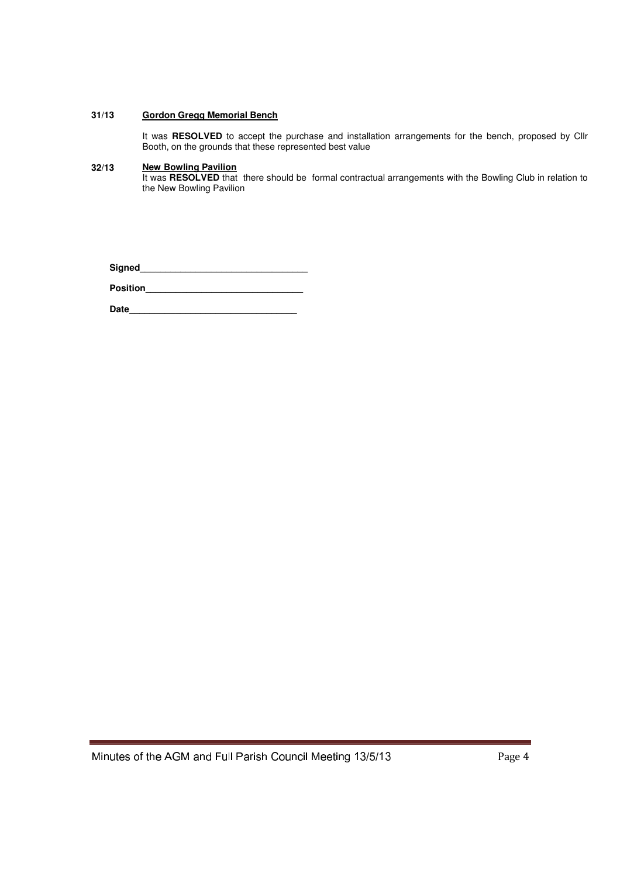**31/13** **Gordon Gregg Memorial Bench**

It was **RESOLVED** to accept the purchase and installation arrangements for the bench, proposed by Cllr Booth, on the grounds that these represented best value

**32/13** **New Bowling Pavilion**

It was **RESOLVED** that there should be formal contractual arrangements with the Bowling Club in relation to the New Bowling Pavilion

**Signed**________________________________

**Position**_______________________________

**Date**_________________________________